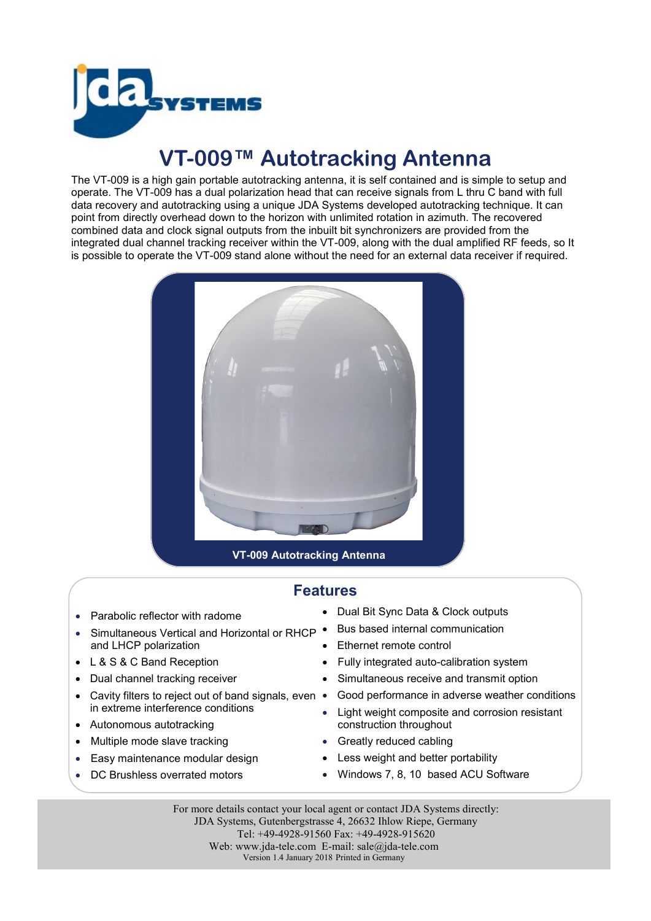# VT-009™ Autotracking Antenna

The VT-009 is a high gain portable autotracking antenna, it is self contained and is simple to setup and operate. The VT-009 has a dual polarization head that can receive signals from L thru C band with full data recovery and autotracking using a unique JDA Systems developed autotracking technique. It can point from directly overhead down to the horizon with unlimited rotation in azimuth. The recovered combined data and clock signal outputs from the inbuilt bit synchronizers are provided from the integrated dual channel tracking receiver within the VT-009, along with the dual amplified RF feeds, so It is possible to operate the VT-009 stand alone without the need for an external data receiver if required.

**VT-009 Autotracking Antenna**

## Features

- Parabolic reflector with radome
- Simultaneous Vertical and Horizontal or RHCP and LHCP polarization
- L & S & C Band Reception
- Dual channel tracking receiver
- Cavity filters to reject out of band signals, even in extreme interference conditions
- Autonomous autotracking
- Multiple mode slave tracking
- Easy maintenance modular design
- DC Brushless overrated motors
- Dual Bit Sync Data & Clock outputs
- Bus based internal communication
- Ethernet remote control
- Fully integrated auto-calibration system
- Simultaneous receive and transmit option
- Good performance in adverse weather conditions
- Light weight composite and corrosion resistant construction throughout
- Greatly reduced cabling
- Less weight and better portability
- Windows 7, 8, 10 based ACU Software

For more details contact your local agent or contact JDA Systems directly:
JDA Systems, Gutenbergstrasse 4, 26632 Ihlow Riepe, Germany
Tel: +49-4928-91560 Fax: +49-4928-915620
Web: www.jda-tele.com E-mail: sale@jda-tele.com
Version 1.4 January 2018 Printed in Germany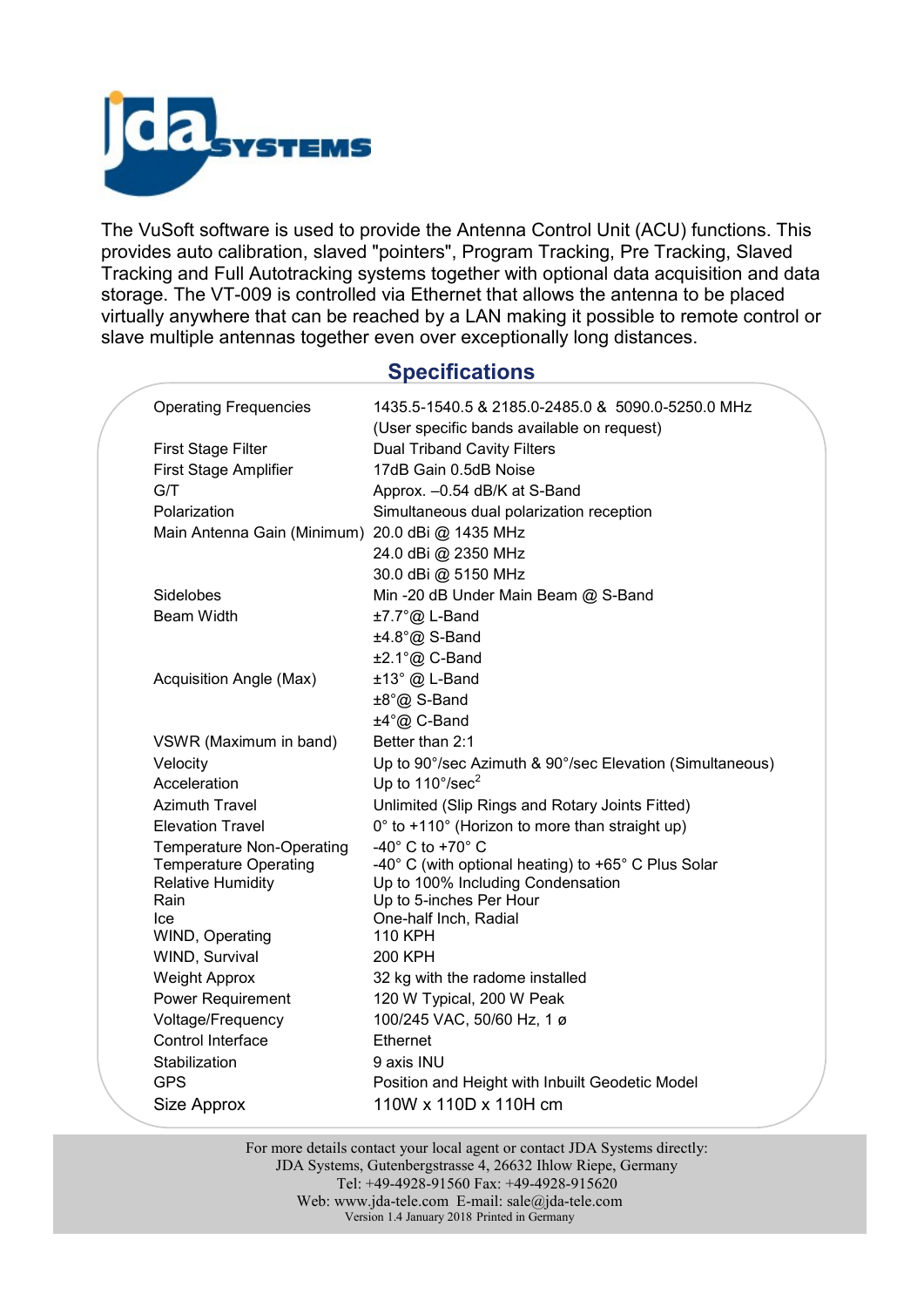jda SYSTEMS

The VuSoft software is used to provide the Antenna Control Unit (ACU) functions. This provides auto calibration, slaved "pointers", Program Tracking, Pre Tracking, Slaved Tracking and Full Autotracking systems together with optional data acquisition and data storage. The VT-009 is controlled via Ethernet that allows the antenna to be placed virtually anywhere that can be reached by a LAN making it possible to remote control or slave multiple antennas together even over exceptionally long distances.

## Specifications

| | |
|---|---|
| Operating Frequencies | 1435.5-1540.5 & 2185.0-2485.0 & 5090.0-5250.0 MHz (User specific bands available on request) |
| First Stage Filter | Dual Triband Cavity Filters |
| First Stage Amplifier | 17dB Gain 0.5dB Noise |
| G/T | Approx. –0.54 dB/K at S-Band |
| Polarization | Simultaneous dual polarization reception |
| Main Antenna Gain (Minimum) | 20.0 dBi @ 1435 MHz<br>24.0 dBi @ 2350 MHz<br>30.0 dBi @ 5150 MHz |
| Sidelobes | Min -20 dB Under Main Beam @ S-Band |
| Beam Width | ±7.7°@ L-Band<br>±4.8°@ S-Band<br>±2.1°@ C-Band |
| Acquisition Angle (Max) | ±13° @ L-Band<br>±8°@ S-Band<br>±4°@ C-Band |
| VSWR (Maximum in band) | Better than 2:1 |
| Velocity | Up to 90°/sec Azimuth & 90°/sec Elevation (Simultaneous) |
| Acceleration | Up to 110°/sec$^2$ |
| Azimuth Travel | Unlimited (Slip Rings and Rotary Joints Fitted) |
| Elevation Travel | 0° to +110° (Horizon to more than straight up) |
| Temperature Non-Operating | -40° C to +70° C |
| Temperature Operating | -40° C (with optional heating) to +65° C Plus Solar |
| Relative Humidity | Up to 100% Including Condensation |
| Rain | Up to 5-inches Per Hour |
| Ice | One-half Inch, Radial |
| WIND, Operating | 110 KPH |
| WIND, Survival | 200 KPH |
| Weight Approx | 32 kg with the radome installed |
| Power Requirement | 120 W Typical, 200 W Peak |
| Voltage/Frequency | 100/245 VAC, 50/60 Hz, 1 ø |
| Control Interface | Ethernet |
| Stabilization | 9 axis INU |
| GPS | Position and Height with Inbuilt Geodetic Model |
| Size Approx | 110W x 110D x 110H cm |

For more details contact your local agent or contact JDA Systems directly:
JDA Systems, Gutenbergstrasse 4, 26632 Ihlow Riepe, Germany
Tel: +49-4928-91560 Fax: +49-4928-915620
Web: www.jda-tele.com E-mail: sale@jda-tele.com
Version 1.4 January 2018 Printed in Germany